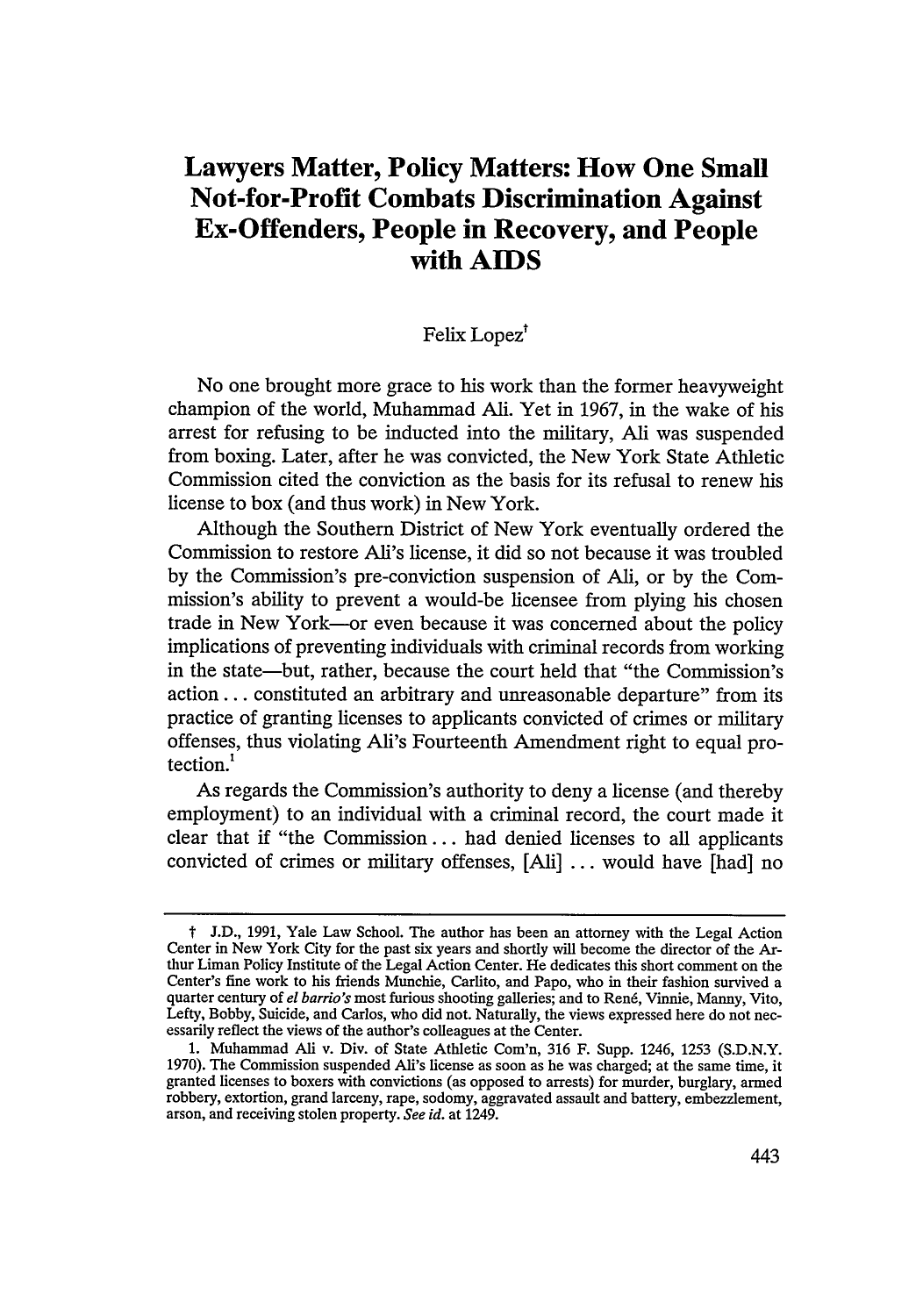# Lawyers Matter, Policy Matters: How One Small Not-for-Profit Combats Discrimination Against Ex-Offenders, People in Recovery, and People with AIDS

Felix Lopez†

No one brought more grace to his work than the former heavyweight champion of the world, Muhammad Ali. Yet in 1967, in the wake of his arrest for refusing to be inducted into the military, Ali was suspended from boxing. Later, after he was convicted, the New York State Athletic Commission cited the conviction as the basis for its refusal to renew his license to box (and thus work) in New York.

Although the Southern District of New York eventually ordered the Commission to restore Ali's license, it did so not because it was troubled by the Commission's pre-conviction suspension of Ali, or by the Commission's ability to prevent a would-be licensee from plying his chosen trade in New York—or even because it was concerned about the policy implications of preventing individuals with criminal records from working in the state—but, rather, because the court held that "the Commission's action . . . constituted an arbitrary and unreasonable departure" from its practice of granting licenses to applicants convicted of crimes or military offenses, thus violating Ali's Fourteenth Amendment right to equal protection.[1]

As regards the Commission's authority to deny a license (and thereby employment) to an individual with a criminal record, the court made it clear that if "the Commission . . . had denied licenses to all applicants convicted of crimes or military offenses, [Ali] . . . would have [had] no

---

† J.D., 1991, Yale Law School. The author has been an attorney with the Legal Action Center in New York City for the past six years and shortly will become the director of the Arthur Liman Policy Institute of the Legal Action Center. He dedicates this short comment on the Center's fine work to his friends Munchie, Carlito, and Papo, who in their fashion survived a quarter century of *el barrio's* most furious shooting galleries; and to René, Vinnie, Manny, Vito, Lefty, Bobby, Suicide, and Carlos, who did not. Naturally, the views expressed here do not necessarily reflect the views of the author's colleagues at the Center.

1. Muhammad Ali v. Div. of State Athletic Com'n, 316 F. Supp. 1246, 1253 (S.D.N.Y. 1970). The Commission suspended Ali's license as soon as he was charged; at the same time, it granted licenses to boxers with convictions (as opposed to arrests) for murder, burglary, armed robbery, extortion, grand larceny, rape, sodomy, aggravated assault and battery, embezzlement, arson, and receiving stolen property. *See id.* at 1249.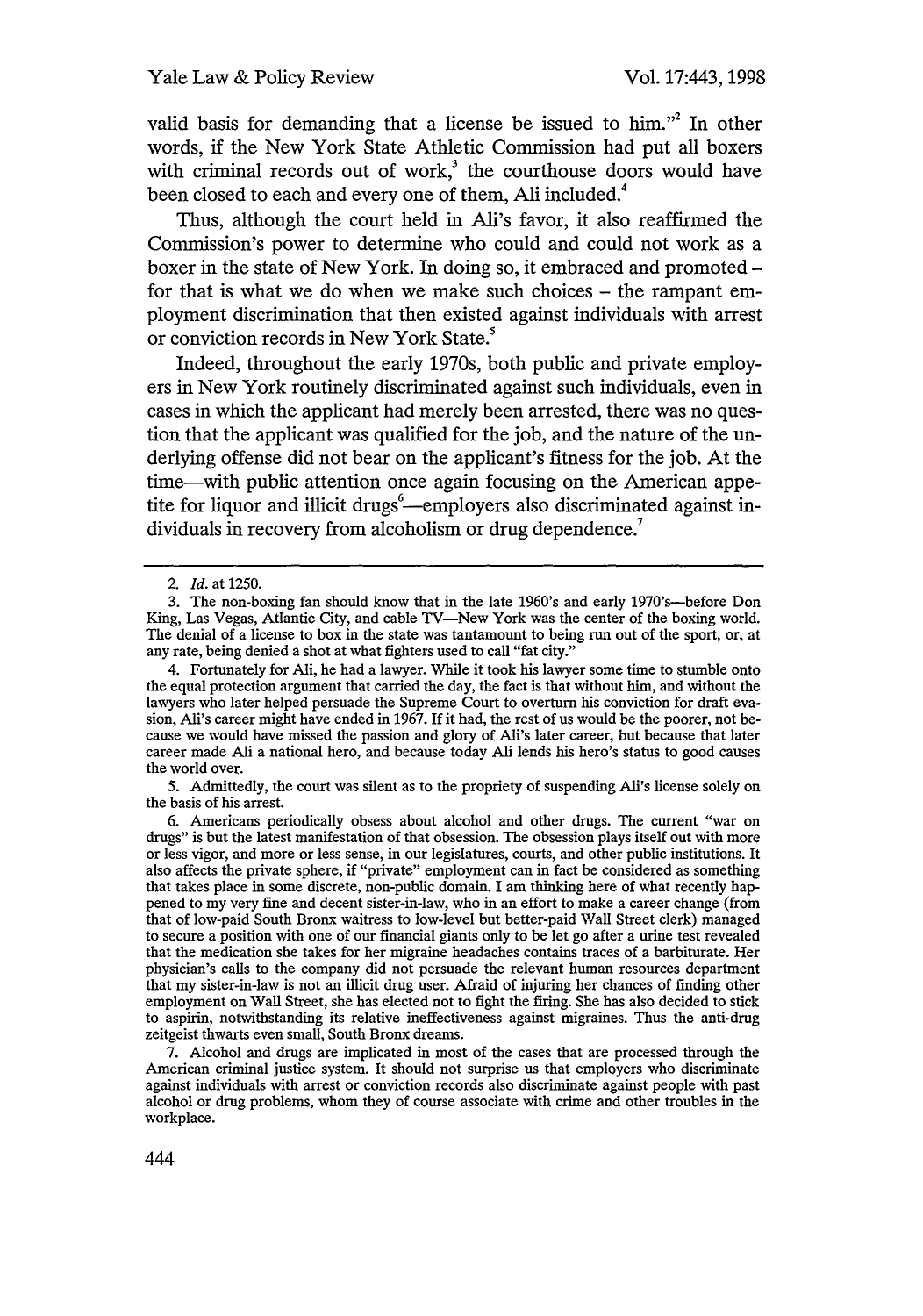valid basis for demanding that a license be issued to him."[2] In other words, if the New York State Athletic Commission had put all boxers with criminal records out of work,[3] the courthouse doors would have been closed to each and every one of them, Ali included.[4]

Thus, although the court held in Ali's favor, it also reaffirmed the Commission's power to determine who could and could not work as a boxer in the state of New York. In doing so, it embraced and promoted – for that is what we do when we make such choices – the rampant employment discrimination that then existed against individuals with arrest or conviction records in New York State.[5]

Indeed, throughout the early 1970s, both public and private employers in New York routinely discriminated against such individuals, even in cases in which the applicant had merely been arrested, there was no question that the applicant was qualified for the job, and the nature of the underlying offense did not bear on the applicant's fitness for the job. At the time—with public attention once again focusing on the American appetite for liquor and illicit drugs[6]—employers also discriminated against individuals in recovery from alcoholism or drug dependence.[7]

---

2. *Id.* at 1250.

3. The non-boxing fan should know that in the late 1960's and early 1970's—before Don King, Las Vegas, Atlantic City, and cable TV—New York was the center of the boxing world. The denial of a license to box in the state was tantamount to being run out of the sport, or, at any rate, being denied a shot at what fighters used to call "fat city."

4. Fortunately for Ali, he had a lawyer. While it took his lawyer some time to stumble onto the equal protection argument that carried the day, the fact is that without him, and without the lawyers who later helped persuade the Supreme Court to overturn his conviction for draft evasion, Ali's career might have ended in 1967. If it had, the rest of us would be the poorer, not because we would have missed the passion and glory of Ali's later career, but because that later career made Ali a national hero, and because today Ali lends his hero's status to good causes the world over.

5. Admittedly, the court was silent as to the propriety of suspending Ali's license solely on the basis of his arrest.

6. Americans periodically obsess about alcohol and other drugs. The current "war on drugs" is but the latest manifestation of that obsession. The obsession plays itself out with more or less vigor, and more or less sense, in our legislatures, courts, and other public institutions. It also affects the private sphere, if "private" employment can in fact be considered as something that takes place in some discrete, non-public domain. I am thinking here of what recently happened to my very fine and decent sister-in-law, who in an effort to make a career change (from that of low-paid South Bronx waitress to low-level but better-paid Wall Street clerk) managed to secure a position with one of our financial giants only to be let go after a urine test revealed that the medication she takes for her migraine headaches contains traces of a barbiturate. Her physician's calls to the company did not persuade the relevant human resources department that my sister-in-law is not an illicit drug user. Afraid of injuring her chances of finding other employment on Wall Street, she has elected not to fight the firing. She has also decided to stick to aspirin, notwithstanding its relative ineffectiveness against migraines. Thus the anti-drug zeitgeist thwarts even small, South Bronx dreams.

7. Alcohol and drugs are implicated in most of the cases that are processed through the American criminal justice system. It should not surprise us that employers who discriminate against individuals with arrest or conviction records also discriminate against people with past alcohol or drug problems, whom they of course associate with crime and other troubles in the workplace.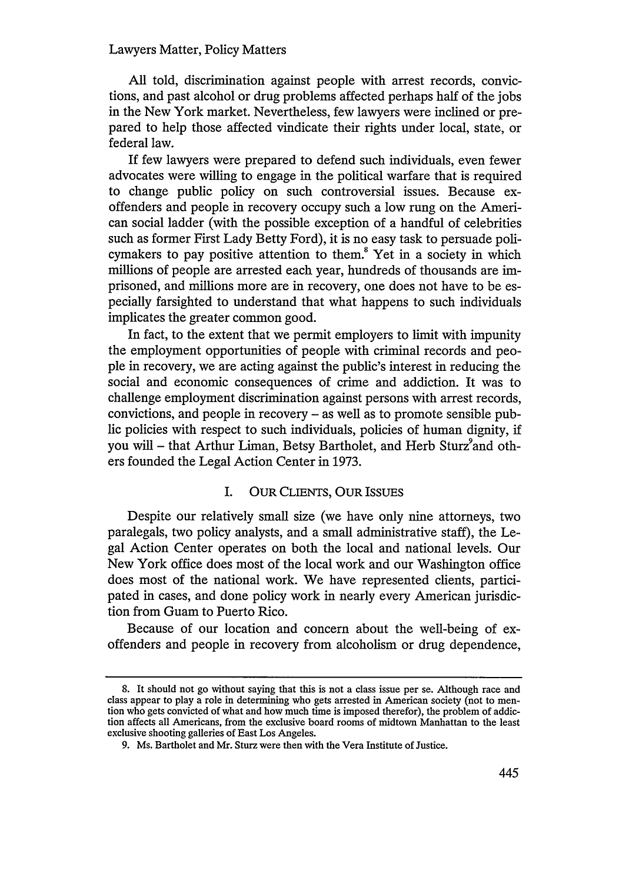All told, discrimination against people with arrest records, convictions, and past alcohol or drug problems affected perhaps half of the jobs in the New York market. Nevertheless, few lawyers were inclined or prepared to help those affected vindicate their rights under local, state, or federal law.

If few lawyers were prepared to defend such individuals, even fewer advocates were willing to engage in the political warfare that is required to change public policy on such controversial issues. Because ex-offenders and people in recovery occupy such a low rung on the American social ladder (with the possible exception of a handful of celebrities such as former First Lady Betty Ford), it is no easy task to persuade policymakers to pay positive attention to them.[8] Yet in a society in which millions of people are arrested each year, hundreds of thousands are imprisoned, and millions more are in recovery, one does not have to be especially farsighted to understand that what happens to such individuals implicates the greater common good.

In fact, to the extent that we permit employers to limit with impunity the employment opportunities of people with criminal records and people in recovery, we are acting against the public's interest in reducing the social and economic consequences of crime and addiction. It was to challenge employment discrimination against persons with arrest records, convictions, and people in recovery – as well as to promote sensible public policies with respect to such individuals, policies of human dignity, if you will – that Arthur Liman, Betsy Bartholet, and Herb Sturz[9] and others founded the Legal Action Center in 1973.

## I. Our Clients, Our Issues

Despite our relatively small size (we have only nine attorneys, two paralegals, two policy analysts, and a small administrative staff), the Legal Action Center operates on both the local and national levels. Our New York office does most of the local work and our Washington office does most of the national work. We have represented clients, participated in cases, and done policy work in nearly every American jurisdiction from Guam to Puerto Rico.

Because of our location and concern about the well-being of ex-offenders and people in recovery from alcoholism or drug dependence,

---

8. It should not go without saying that this is not a class issue per se. Although race and class appear to play a role in determining who gets arrested in American society (not to mention who gets convicted of what and how much time is imposed therefor), the problem of addiction affects all Americans, from the exclusive board rooms of midtown Manhattan to the least exclusive shooting galleries of East Los Angeles.

9. Ms. Bartholet and Mr. Sturz were then with the Vera Institute of Justice.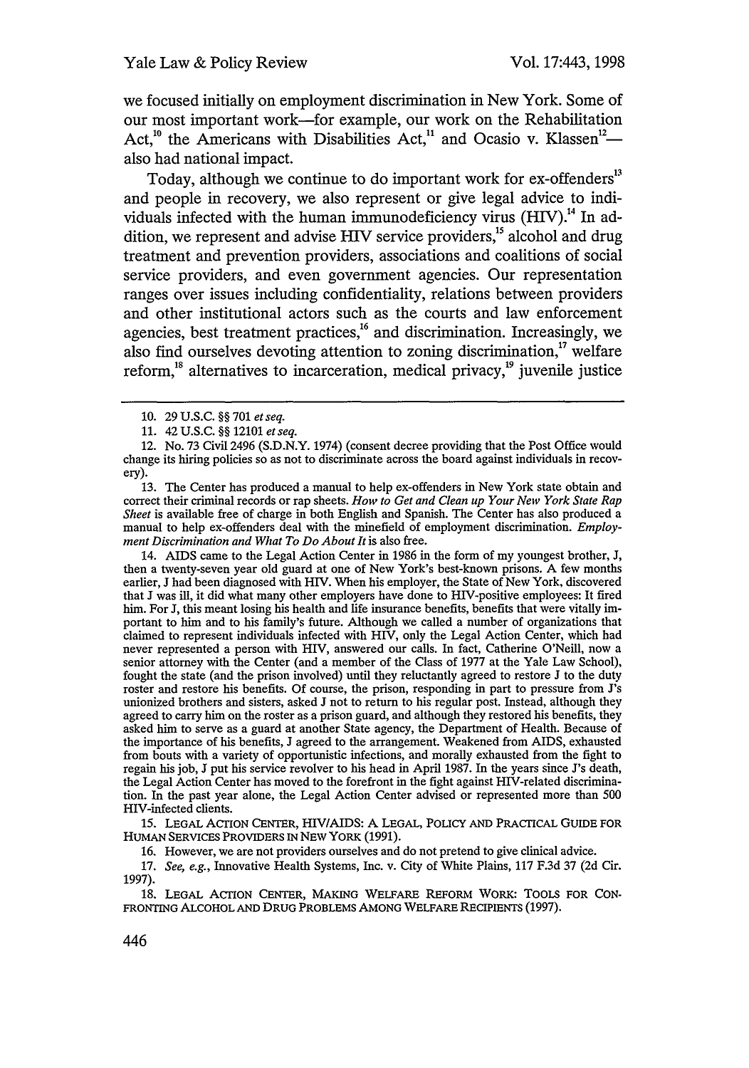we focused initially on employment discrimination in New York. Some of our most important work—for example, our work on the Rehabilitation Act,[10] the Americans with Disabilities Act,[11] and Ocasio v. Klassen[12]—also had national impact.

Today, although we continue to do important work for ex-offenders[13] and people in recovery, we also represent or give legal advice to individuals infected with the human immunodeficiency virus (HIV).[14] In addition, we represent and advise HIV service providers,[15] alcohol and drug treatment and prevention providers, associations and coalitions of social service providers, and even government agencies. Our representation ranges over issues including confidentiality, relations between providers and other institutional actors such as the courts and law enforcement agencies, best treatment practices,[16] and discrimination. Increasingly, we also find ourselves devoting attention to zoning discrimination,[17] welfare reform,[18] alternatives to incarceration, medical privacy,[19] juvenile justice

---

10. 29 U.S.C. §§ 701 *et seq.*

11. 42 U.S.C. §§ 12101 *et seq.*

12. No. 73 Civil 2496 (S.D.N.Y. 1974) (consent decree providing that the Post Office would change its hiring policies so as not to discriminate across the board against individuals in recovery).

13. The Center has produced a manual to help ex-offenders in New York state obtain and correct their criminal records or rap sheets. *How to Get and Clean up Your New York State Rap Sheet* is available free of charge in both English and Spanish. The Center has also produced a manual to help ex-offenders deal with the minefield of employment discrimination. *Employment Discrimination and What To Do About It* is also free.

14. AIDS came to the Legal Action Center in 1986 in the form of my youngest brother, J, then a twenty-seven year old guard at one of New York's best-known prisons. A few months earlier, J had been diagnosed with HIV. When his employer, the State of New York, discovered that J was ill, it did what many other employers have done to HIV-positive employees: It fired him. For J, this meant losing his health and life insurance benefits, benefits that were vitally important to him and to his family's future. Although we called a number of organizations that claimed to represent individuals infected with HIV, only the Legal Action Center, which had never represented a person with HIV, answered our calls. In fact, Catherine O'Neill, now a senior attorney with the Center (and a member of the Class of 1977 at the Yale Law School), fought the state (and the prison involved) until they reluctantly agreed to restore J to the duty roster and restore his benefits. Of course, the prison, responding in part to pressure from J's unionized brothers and sisters, asked J not to return to his regular post. Instead, although they agreed to carry him on the roster as a prison guard, and although they restored his benefits, they asked him to serve as a guard at another State agency, the Department of Health. Because of the importance of his benefits, J agreed to the arrangement. Weakened from AIDS, exhausted from bouts with a variety of opportunistic infections, and morally exhausted from the fight to regain his job, J put his service revolver to his head in April 1987. In the years since J's death, the Legal Action Center has moved to the forefront in the fight against HIV-related discrimination. In the past year alone, the Legal Action Center advised or represented more than 500 HIV-infected clients.

15. LEGAL ACTION CENTER, HIV/AIDS: A LEGAL, POLICY AND PRACTICAL GUIDE FOR HUMAN SERVICES PROVIDERS IN NEW YORK (1991).

16. However, we are not providers ourselves and do not pretend to give clinical advice.

17. *See, e.g.*, Innovative Health Systems, Inc. v. City of White Plains, 117 F.3d 37 (2d Cir. 1997).

18. LEGAL ACTION CENTER, MAKING WELFARE REFORM WORK: TOOLS FOR CONFRONTING ALCOHOL AND DRUG PROBLEMS AMONG WELFARE RECIPIENTS (1997).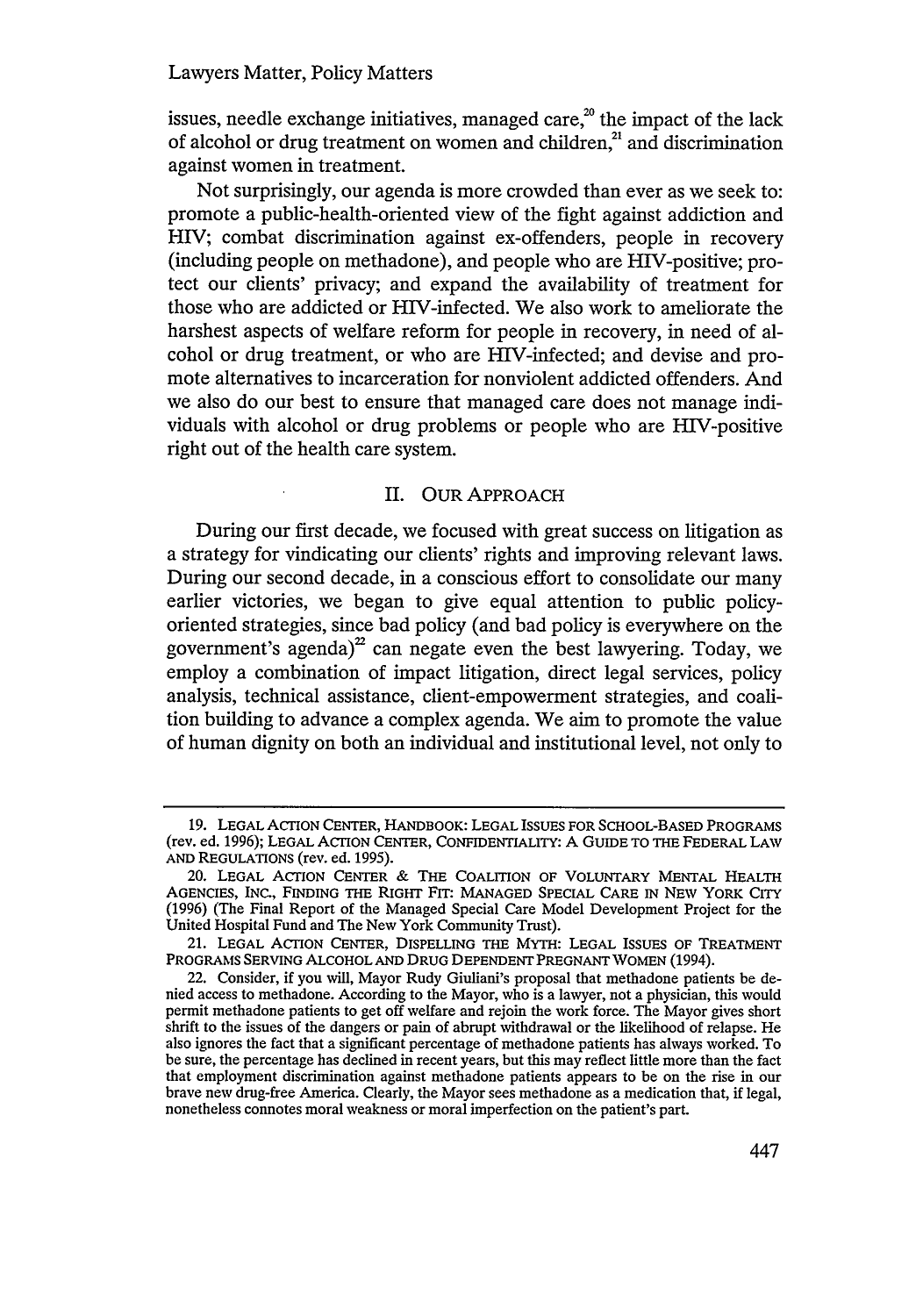issues, needle exchange initiatives, managed care,[20] the impact of the lack of alcohol or drug treatment on women and children,[21] and discrimination against women in treatment.

Not surprisingly, our agenda is more crowded than ever as we seek to: promote a public-health-oriented view of the fight against addiction and HIV; combat discrimination against ex-offenders, people in recovery (including people on methadone), and people who are HIV-positive; protect our clients' privacy; and expand the availability of treatment for those who are addicted or HIV-infected. We also work to ameliorate the harshest aspects of welfare reform for people in recovery, in need of alcohol or drug treatment, or who are HIV-infected; and devise and promote alternatives to incarceration for nonviolent addicted offenders. And we also do our best to ensure that managed care does not manage individuals with alcohol or drug problems or people who are HIV-positive right out of the health care system.

## II. Our Approach

During our first decade, we focused with great success on litigation as a strategy for vindicating our clients' rights and improving relevant laws. During our second decade, in a conscious effort to consolidate our many earlier victories, we began to give equal attention to public policy-oriented strategies, since bad policy (and bad policy is everywhere on the government's agenda)[22] can negate even the best lawyering. Today, we employ a combination of impact litigation, direct legal services, policy analysis, technical assistance, client-empowerment strategies, and coalition building to advance a complex agenda. We aim to promote the value of human dignity on both an individual and institutional level, not only to

---

19. Legal Action Center, Handbook: Legal Issues for School-Based Programs (rev. ed. 1996); Legal Action Center, Confidentiality: A Guide to the Federal Law and Regulations (rev. ed. 1995).

20. Legal Action Center & The Coalition of Voluntary Mental Health Agencies, Inc., Finding the Right Fit: Managed Special Care in New York City (1996) (The Final Report of the Managed Special Care Model Development Project for the United Hospital Fund and The New York Community Trust).

21. Legal Action Center, Dispelling the Myth: Legal Issues of Treatment Programs Serving Alcohol and Drug Dependent Pregnant Women (1994).

22. Consider, if you will, Mayor Rudy Giuliani's proposal that methadone patients be denied access to methadone. According to the Mayor, who is a lawyer, not a physician, this would permit methadone patients to get off welfare and rejoin the work force. The Mayor gives short shrift to the issues of the dangers or pain of abrupt withdrawal or the likelihood of relapse. He also ignores the fact that a significant percentage of methadone patients has always worked. To be sure, the percentage has declined in recent years, but this may reflect little more than the fact that employment discrimination against methadone patients appears to be on the rise in our brave new drug-free America. Clearly, the Mayor sees methadone as a medication that, if legal, nonetheless connotes moral weakness or moral imperfection on the patient's part.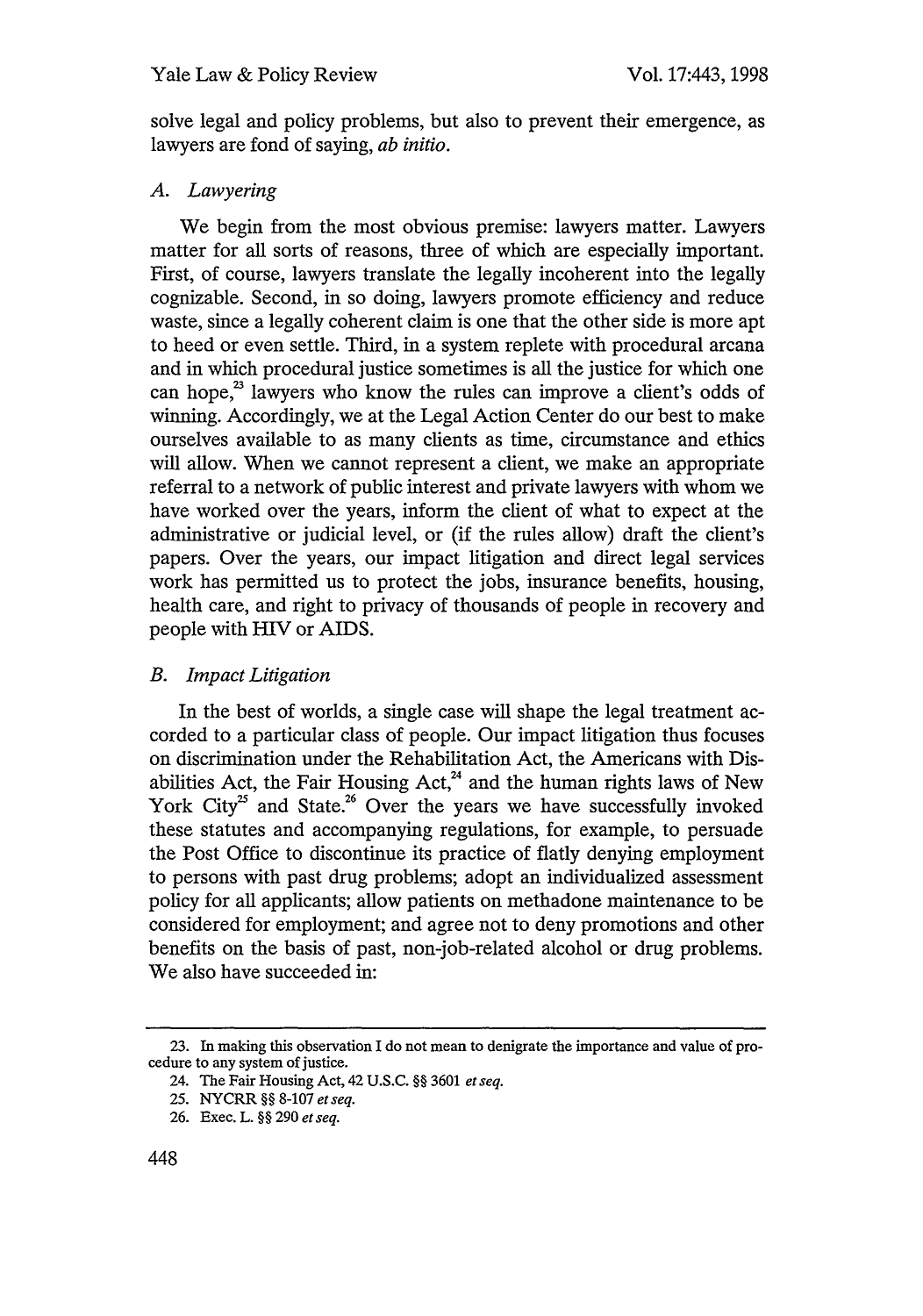solve legal and policy problems, but also to prevent their emergence, as lawyers are fond of saying, *ab initio*.

### *A. Lawyering*

We begin from the most obvious premise: lawyers matter. Lawyers matter for all sorts of reasons, three of which are especially important. First, of course, lawyers translate the legally incoherent into the legally cognizable. Second, in so doing, lawyers promote efficiency and reduce waste, since a legally coherent claim is one that the other side is more apt to heed or even settle. Third, in a system replete with procedural arcana and in which procedural justice sometimes is all the justice for which one can hope,[23] lawyers who know the rules can improve a client's odds of winning. Accordingly, we at the Legal Action Center do our best to make ourselves available to as many clients as time, circumstance and ethics will allow. When we cannot represent a client, we make an appropriate referral to a network of public interest and private lawyers with whom we have worked over the years, inform the client of what to expect at the administrative or judicial level, or (if the rules allow) draft the client's papers. Over the years, our impact litigation and direct legal services work has permitted us to protect the jobs, insurance benefits, housing, health care, and right to privacy of thousands of people in recovery and people with HIV or AIDS.

### *B. Impact Litigation*

In the best of worlds, a single case will shape the legal treatment accorded to a particular class of people. Our impact litigation thus focuses on discrimination under the Rehabilitation Act, the Americans with Disabilities Act, the Fair Housing Act,[24] and the human rights laws of New York City[25] and State.[26] Over the years we have successfully invoked these statutes and accompanying regulations, for example, to persuade the Post Office to discontinue its practice of flatly denying employment to persons with past drug problems; adopt an individualized assessment policy for all applicants; allow patients on methadone maintenance to be considered for employment; and agree not to deny promotions and other benefits on the basis of past, non-job-related alcohol or drug problems. We also have succeeded in:

---

23. In making this observation I do not mean to denigrate the importance and value of procedure to any system of justice.

24. The Fair Housing Act, 42 U.S.C. §§ 3601 *et seq.*

25. NYCRR §§ 8-107 *et seq.*

26. Exec. L. §§ 290 *et seq.*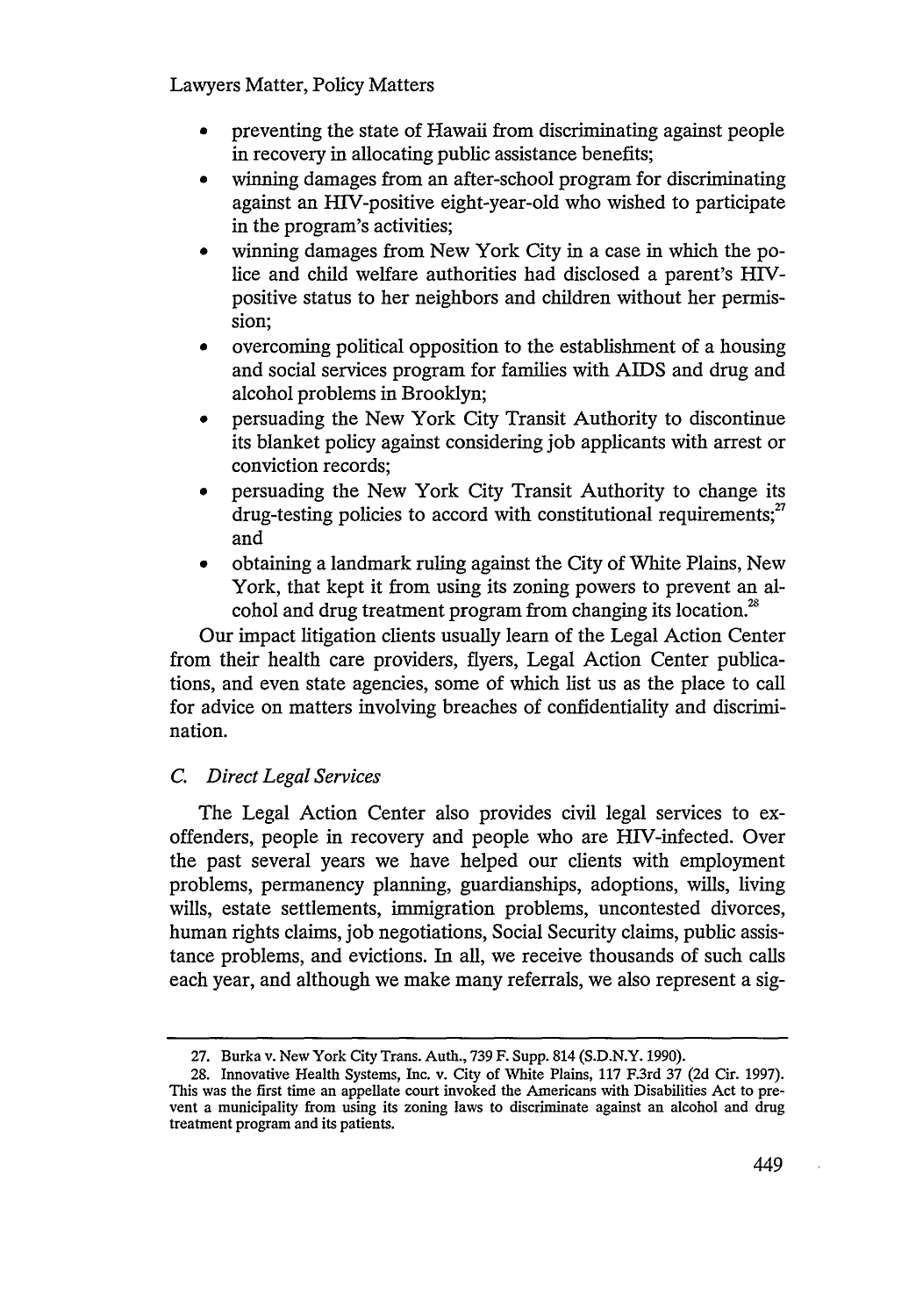- preventing the state of Hawaii from discriminating against people in recovery in allocating public assistance benefits;
- winning damages from an after-school program for discriminating against an HIV-positive eight-year-old who wished to participate in the program's activities;
- winning damages from New York City in a case in which the police and child welfare authorities had disclosed a parent's HIV-positive status to her neighbors and children without her permission;
- overcoming political opposition to the establishment of a housing and social services program for families with AIDS and drug and alcohol problems in Brooklyn;
- persuading the New York City Transit Authority to discontinue its blanket policy against considering job applicants with arrest or conviction records;
- persuading the New York City Transit Authority to change its drug-testing policies to accord with constitutional requirements;[27] and
- obtaining a landmark ruling against the City of White Plains, New York, that kept it from using its zoning powers to prevent an alcohol and drug treatment program from changing its location.[28]

Our impact litigation clients usually learn of the Legal Action Center from their health care providers, flyers, Legal Action Center publications, and even state agencies, some of which list us as the place to call for advice on matters involving breaches of confidentiality and discrimination.

### *C. Direct Legal Services*

The Legal Action Center also provides civil legal services to ex-offenders, people in recovery and people who are HIV-infected. Over the past several years we have helped our clients with employment problems, permanency planning, guardianships, adoptions, wills, living wills, estate settlements, immigration problems, uncontested divorces, human rights claims, job negotiations, Social Security claims, public assistance problems, and evictions. In all, we receive thousands of such calls each year, and although we make many referrals, we also represent a sig-

---

27. Burka v. New York City Trans. Auth., 739 F. Supp. 814 (S.D.N.Y. 1990).

28. Innovative Health Systems, Inc. v. City of White Plains, 117 F.3rd 37 (2d Cir. 1997). This was the first time an appellate court invoked the Americans with Disabilities Act to prevent a municipality from using its zoning laws to discriminate against an alcohol and drug treatment program and its patients.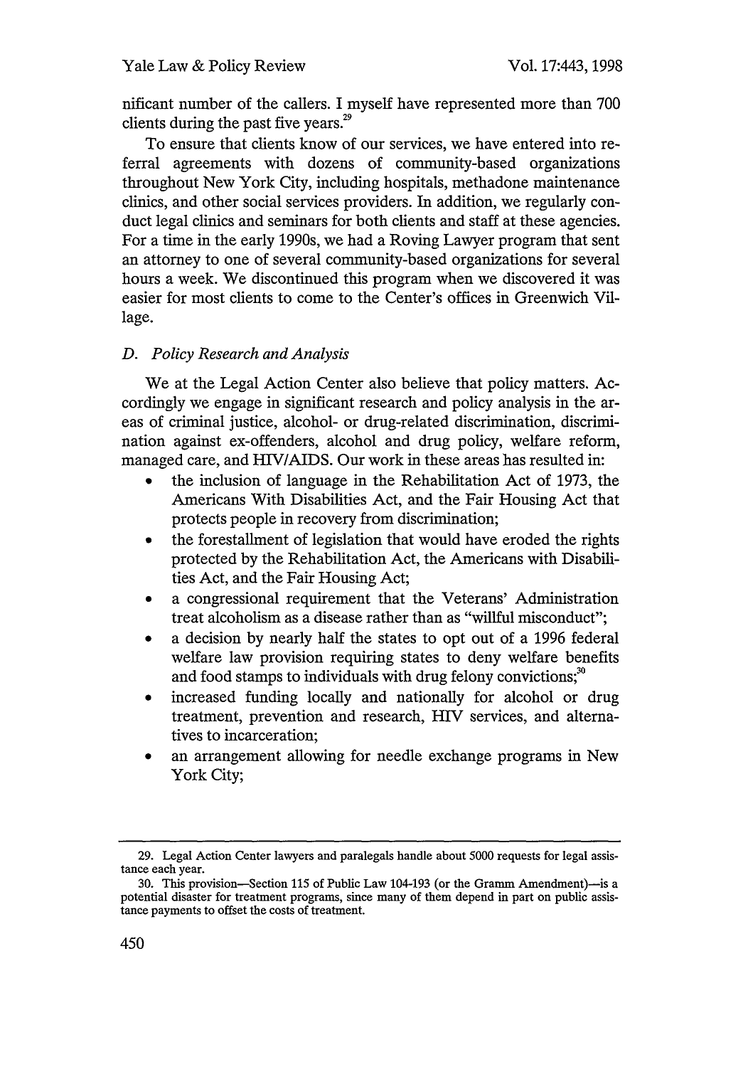nificant number of the callers. I myself have represented more than 700 clients during the past five years.[29]

To ensure that clients know of our services, we have entered into referral agreements with dozens of community-based organizations throughout New York City, including hospitals, methadone maintenance clinics, and other social services providers. In addition, we regularly conduct legal clinics and seminars for both clients and staff at these agencies. For a time in the early 1990s, we had a Roving Lawyer program that sent an attorney to one of several community-based organizations for several hours a week. We discontinued this program when we discovered it was easier for most clients to come to the Center's offices in Greenwich Village.

### *D. Policy Research and Analysis*

We at the Legal Action Center also believe that policy matters. Accordingly we engage in significant research and policy analysis in the areas of criminal justice, alcohol- or drug-related discrimination, discrimination against ex-offenders, alcohol and drug policy, welfare reform, managed care, and HIV/AIDS. Our work in these areas has resulted in:

- the inclusion of language in the Rehabilitation Act of 1973, the Americans With Disabilities Act, and the Fair Housing Act that protects people in recovery from discrimination;
- the forestallment of legislation that would have eroded the rights protected by the Rehabilitation Act, the Americans with Disabilities Act, and the Fair Housing Act;
- a congressional requirement that the Veterans' Administration treat alcoholism as a disease rather than as "willful misconduct";
- a decision by nearly half the states to opt out of a 1996 federal welfare law provision requiring states to deny welfare benefits and food stamps to individuals with drug felony convictions;[30]
- increased funding locally and nationally for alcohol or drug treatment, prevention and research, HIV services, and alternatives to incarceration;
- an arrangement allowing for needle exchange programs in New York City;

---

29. Legal Action Center lawyers and paralegals handle about 5000 requests for legal assistance each year.

30. This provision—Section 115 of Public Law 104-193 (or the Gramm Amendment)—is a potential disaster for treatment programs, since many of them depend in part on public assistance payments to offset the costs of treatment.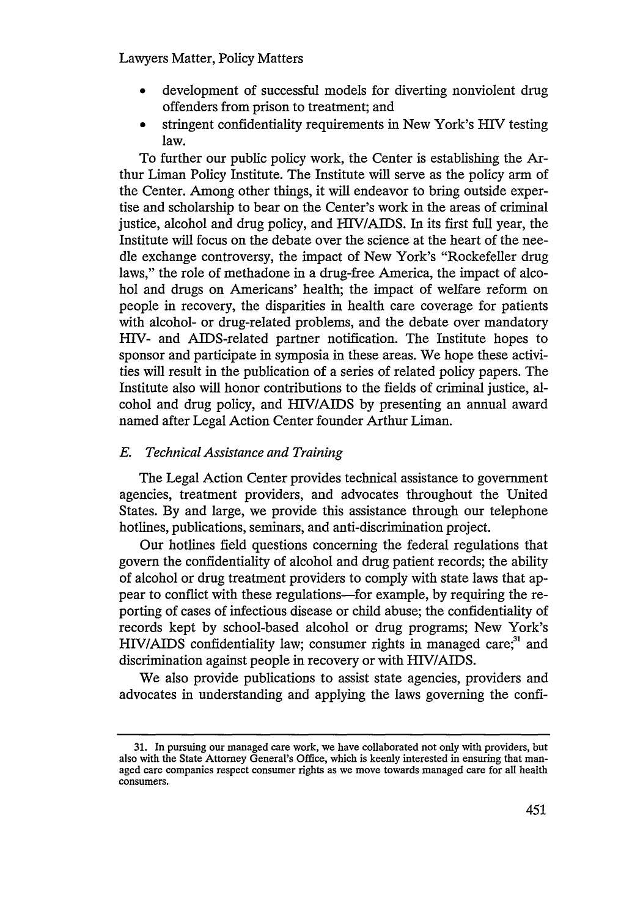- development of successful models for diverting nonviolent drug offenders from prison to treatment; and
- stringent confidentiality requirements in New York's HIV testing law.

To further our public policy work, the Center is establishing the Arthur Liman Policy Institute. The Institute will serve as the policy arm of the Center. Among other things, it will endeavor to bring outside expertise and scholarship to bear on the Center's work in the areas of criminal justice, alcohol and drug policy, and HIV/AIDS. In its first full year, the Institute will focus on the debate over the science at the heart of the needle exchange controversy, the impact of New York's "Rockefeller drug laws," the role of methadone in a drug-free America, the impact of alcohol and drugs on Americans' health; the impact of welfare reform on people in recovery, the disparities in health care coverage for patients with alcohol- or drug-related problems, and the debate over mandatory HIV- and AIDS-related partner notification. The Institute hopes to sponsor and participate in symposia in these areas. We hope these activities will result in the publication of a series of related policy papers. The Institute also will honor contributions to the fields of criminal justice, alcohol and drug policy, and HIV/AIDS by presenting an annual award named after Legal Action Center founder Arthur Liman.

### *E. Technical Assistance and Training*

The Legal Action Center provides technical assistance to government agencies, treatment providers, and advocates throughout the United States. By and large, we provide this assistance through our telephone hotlines, publications, seminars, and anti-discrimination project.

Our hotlines field questions concerning the federal regulations that govern the confidentiality of alcohol and drug patient records; the ability of alcohol or drug treatment providers to comply with state laws that appear to conflict with these regulations—for example, by requiring the reporting of cases of infectious disease or child abuse; the confidentiality of records kept by school-based alcohol or drug programs; New York's HIV/AIDS confidentiality law; consumer rights in managed care;[31] and discrimination against people in recovery or with HIV/AIDS.

We also provide publications to assist state agencies, providers and advocates in understanding and applying the laws governing the confi-

---

31. In pursuing our managed care work, we have collaborated not only with providers, but also with the State Attorney General's Office, which is keenly interested in ensuring that managed care companies respect consumer rights as we move towards managed care for all health consumers.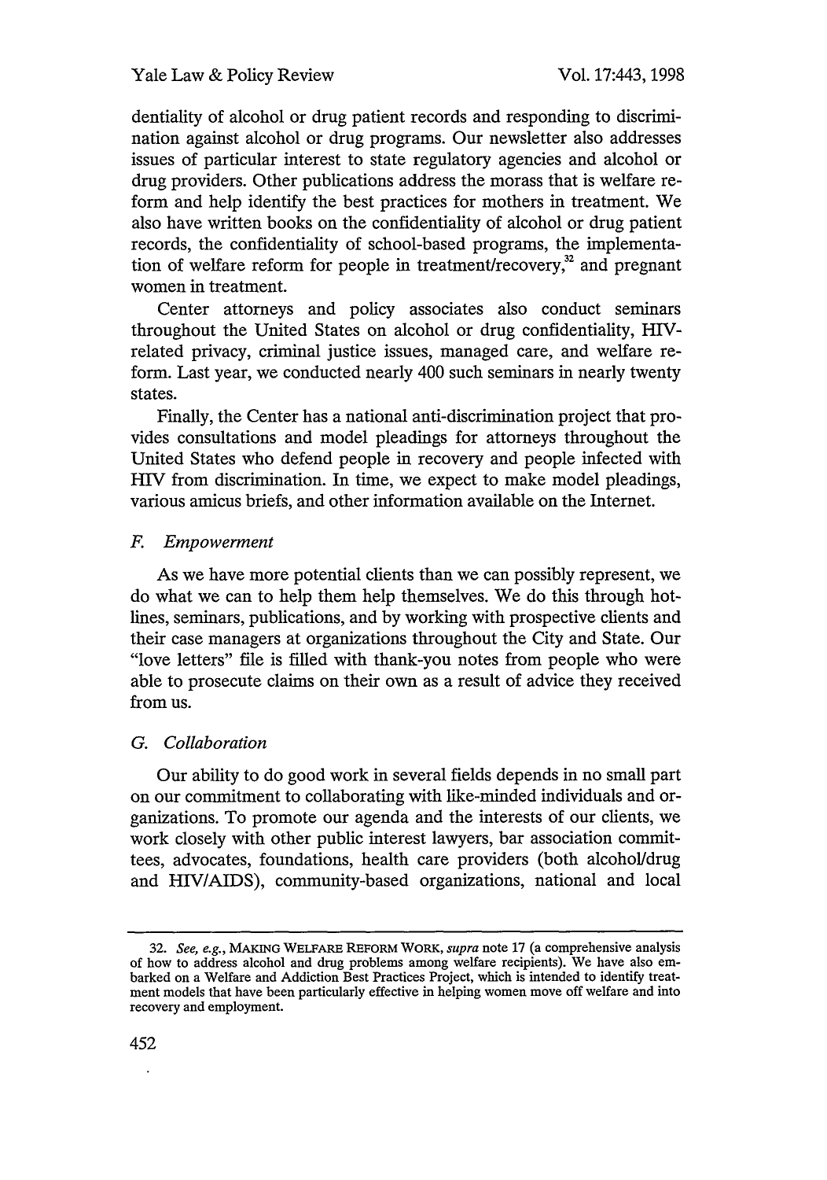dentiality of alcohol or drug patient records and responding to discrimination against alcohol or drug programs. Our newsletter also addresses issues of particular interest to state regulatory agencies and alcohol or drug providers. Other publications address the morass that is welfare reform and help identify the best practices for mothers in treatment. We also have written books on the confidentiality of alcohol or drug patient records, the confidentiality of school-based programs, the implementation of welfare reform for people in treatment/recovery,[32] and pregnant women in treatment.

Center attorneys and policy associates also conduct seminars throughout the United States on alcohol or drug confidentiality, HIV-related privacy, criminal justice issues, managed care, and welfare reform. Last year, we conducted nearly 400 such seminars in nearly twenty states.

Finally, the Center has a national anti-discrimination project that provides consultations and model pleadings for attorneys throughout the United States who defend people in recovery and people infected with HIV from discrimination. In time, we expect to make model pleadings, various amicus briefs, and other information available on the Internet.

### *F. Empowerment*

As we have more potential clients than we can possibly represent, we do what we can to help them help themselves. We do this through hotlines, seminars, publications, and by working with prospective clients and their case managers at organizations throughout the City and State. Our "love letters" file is filled with thank-you notes from people who were able to prosecute claims on their own as a result of advice they received from us.

### *G. Collaboration*

Our ability to do good work in several fields depends in no small part on our commitment to collaborating with like-minded individuals and organizations. To promote our agenda and the interests of our clients, we work closely with other public interest lawyers, bar association committees, advocates, foundations, health care providers (both alcohol/drug and HIV/AIDS), community-based organizations, national and local

---

32. *See, e.g.*, MAKING WELFARE REFORM WORK, *supra* note 17 (a comprehensive analysis of how to address alcohol and drug problems among welfare recipients). We have also embarked on a Welfare and Addiction Best Practices Project, which is intended to identify treatment models that have been particularly effective in helping women move off welfare and into recovery and employment.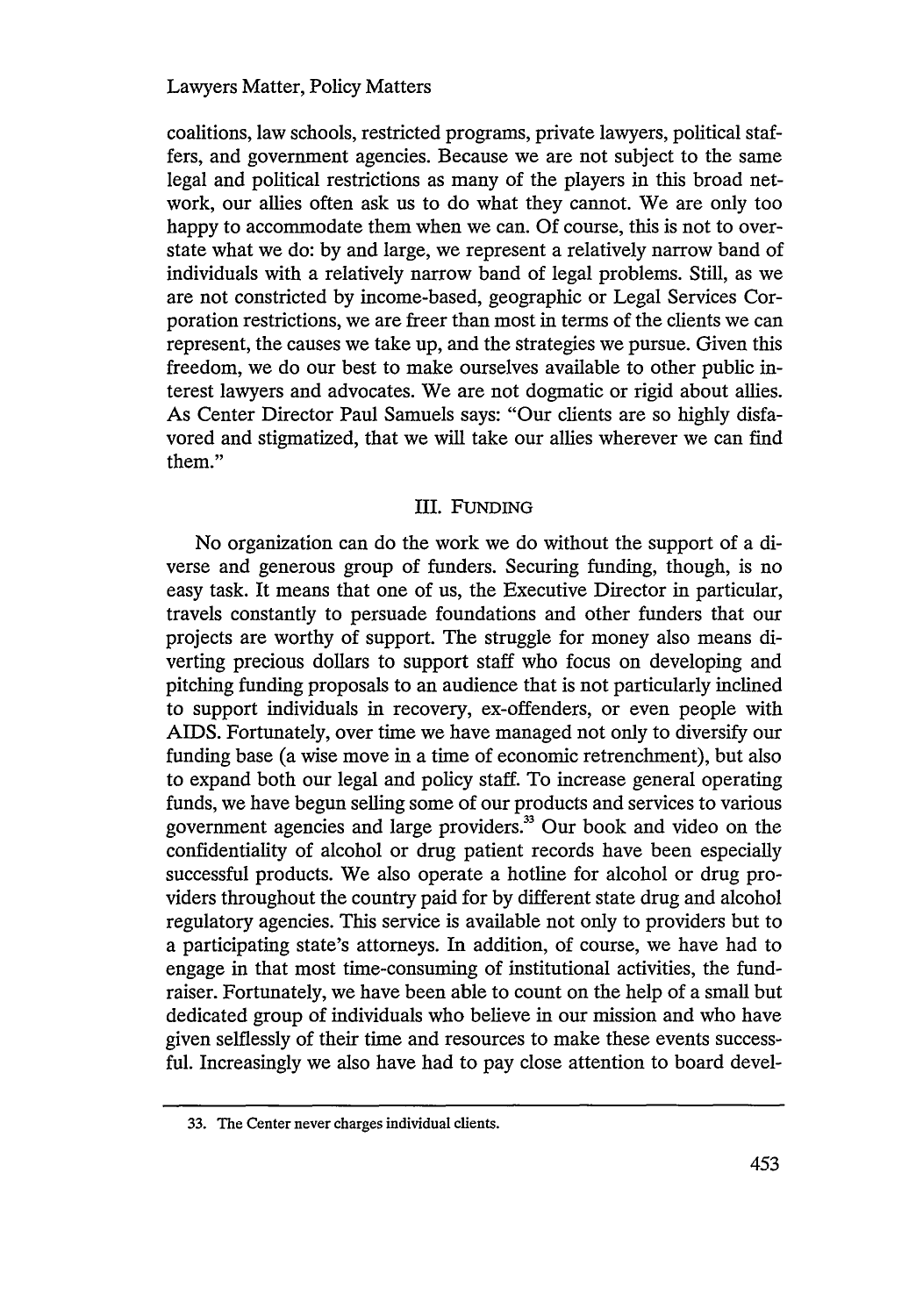coalitions, law schools, restricted programs, private lawyers, political staffers, and government agencies. Because we are not subject to the same legal and political restrictions as many of the players in this broad network, our allies often ask us to do what they cannot. We are only too happy to accommodate them when we can. Of course, this is not to overstate what we do: by and large, we represent a relatively narrow band of individuals with a relatively narrow band of legal problems. Still, as we are not constricted by income-based, geographic or Legal Services Corporation restrictions, we are freer than most in terms of the clients we can represent, the causes we take up, and the strategies we pursue. Given this freedom, we do our best to make ourselves available to other public interest lawyers and advocates. We are not dogmatic or rigid about allies. As Center Director Paul Samuels says: "Our clients are so highly disfavored and stigmatized, that we will take our allies wherever we can find them."

## III. FUNDING

No organization can do the work we do without the support of a diverse and generous group of funders. Securing funding, though, is no easy task. It means that one of us, the Executive Director in particular, travels constantly to persuade foundations and other funders that our projects are worthy of support. The struggle for money also means diverting precious dollars to support staff who focus on developing and pitching funding proposals to an audience that is not particularly inclined to support individuals in recovery, ex-offenders, or even people with AIDS. Fortunately, over time we have managed not only to diversify our funding base (a wise move in a time of economic retrenchment), but also to expand both our legal and policy staff. To increase general operating funds, we have begun selling some of our products and services to various government agencies and large providers.[33] Our book and video on the confidentiality of alcohol or drug patient records have been especially successful products. We also operate a hotline for alcohol or drug providers throughout the country paid for by different state drug and alcohol regulatory agencies. This service is available not only to providers but to a participating state's attorneys. In addition, of course, we have had to engage in that most time-consuming of institutional activities, the fundraiser. Fortunately, we have been able to count on the help of a small but dedicated group of individuals who believe in our mission and who have given selflessly of their time and resources to make these events successful. Increasingly we also have had to pay close attention to board devel-

33. The Center never charges individual clients.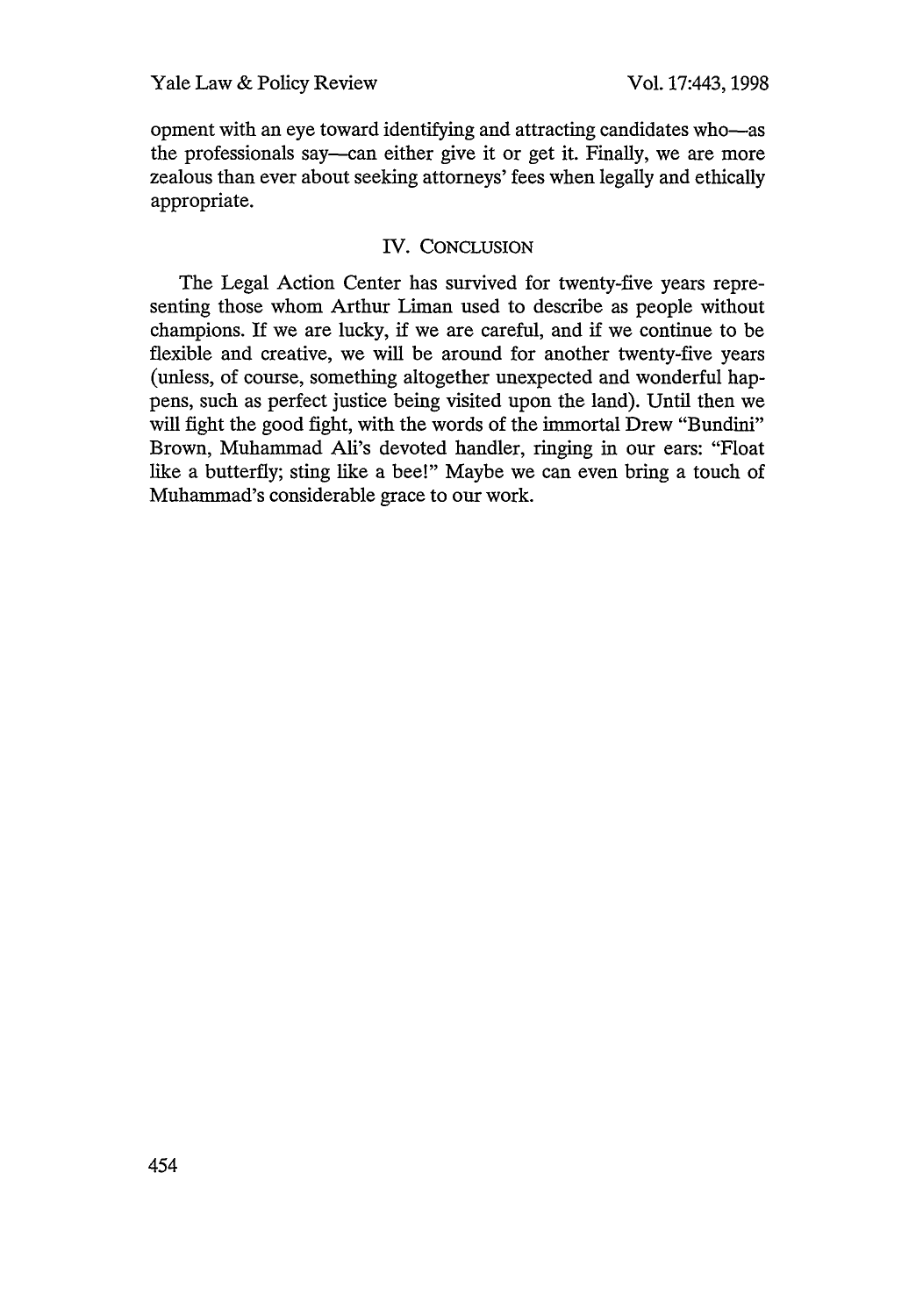opment with an eye toward identifying and attracting candidates who—as the professionals say—can either give it or get it. Finally, we are more zealous than ever about seeking attorneys' fees when legally and ethically appropriate.

## IV. CONCLUSION

The Legal Action Center has survived for twenty-five years representing those whom Arthur Liman used to describe as people without champions. If we are lucky, if we are careful, and if we continue to be flexible and creative, we will be around for another twenty-five years (unless, of course, something altogether unexpected and wonderful happens, such as perfect justice being visited upon the land). Until then we will fight the good fight, with the words of the immortal Drew "Bundini" Brown, Muhammad Ali's devoted handler, ringing in our ears: "Float like a butterfly; sting like a bee!" Maybe we can even bring a touch of Muhammad's considerable grace to our work.